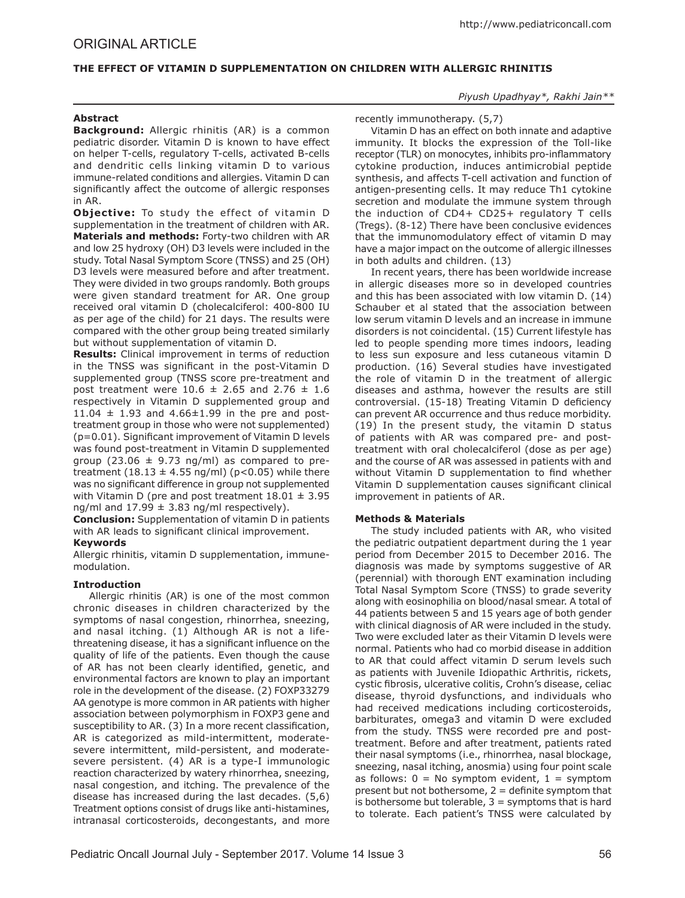## ORIGINAL ARTICLE

# THE EFFECT OF VITAMIN D SUPPLEMENTATION ON CHILDREN WITH ALLERGIC RHINITIS

*Piyush Upadhyay\*, Rakhi Jain\*\**

### Abstract

**Background:** Allergic rhinitis (AR) is a common pediatric disorder. Vitamin D is known to have effect on helper T-cells, regulatory T-cells, activated B-cells and dendritic cells linking vitamin D to various immune-related conditions and allergies. Vitamin D can significantly affect the outcome of allergic responses in AR.

**Objective:** To study the effect of vitamin D supplementation in the treatment of children with AR.

**Materials and methods:** Forty-two children with AR and low 25 hydroxy (OH) D3 levels were included in the study. Total Nasal Symptom Score (TNSS) and 25 (OH) D3 levels were measured before and after treatment. They were divided in two groups randomly. Both groups were given standard treatment for AR. One group received oral vitamin D (cholecalciferol: 400-800 IU as per age of the child) for 21 days. The results were compared with the other group being treated similarly but without supplementation of vitamin D.

**Results:** Clinical improvement in terms of reduction in the TNSS was significant in the post-Vitamin D supplemented group (TNSS score pre-treatment and post treatment were $10.6 \pm 2.65$ and $2.76 \pm 1.6$ respectively in Vitamin D supplemented group and $11.04 \pm 1.93$ and $4.66 \pm 1.99$ in the pre and post-treatment group in those who were not supplemented) ($p=0.01$). Significant improvement of Vitamin D levels was found post-treatment in Vitamin D supplemented group ($23.06 \pm 9.73$ ng/ml) as compared to pre-treatment ($18.13 \pm 4.55$ ng/ml) ($p<0.05$) while there was no significant difference in group not supplemented with Vitamin D (pre and post treatment $18.01 \pm 3.95$ ng/ml and $17.99 \pm 3.83$ ng/ml respectively).

**Conclusion:** Supplementation of vitamin D in patients with AR leads to significant clinical improvement.

### Keywords

Allergic rhinitis, vitamin D supplementation, immune-modulation.

### Introduction

Allergic rhinitis (AR) is one of the most common chronic diseases in children characterized by the symptoms of nasal congestion, rhinorrhea, sneezing, and nasal itching. (1) Although AR is not a life-threatening disease, it has a significant influence on the quality of life of the patients. Even though the cause of AR has not been clearly identified, genetic, and environmental factors are known to play an important role in the development of the disease. (2) FOXP33279 AA genotype is more common in AR patients with higher association between polymorphism in FOXP3 gene and susceptibility to AR. (3) In a more recent classification, AR is categorized as mild-intermittent, moderate-severe intermittent, mild-persistent, and moderate-severe persistent. (4) AR is a type-I immunologic reaction characterized by watery rhinorrhea, sneezing, nasal congestion, and itching. The prevalence of the disease has increased during the last decades. (5,6) Treatment options consist of drugs like anti-histamines, intranasal corticosteroids, decongestants, and more recently immunotherapy. (5,7)

Vitamin D has an effect on both innate and adaptive immunity. It blocks the expression of the Toll-like receptor (TLR) on monocytes, inhibits pro-inflammatory cytokine production, induces antimicrobial peptide synthesis, and affects T-cell activation and function of antigen-presenting cells. It may reduce Th1 cytokine secretion and modulate the immune system through the induction of CD4+ CD25+ regulatory T cells (Tregs). (8-12) There have been conclusive evidences that the immunomodulatory effect of vitamin D may have a major impact on the outcome of allergic illnesses in both adults and children. (13)

In recent years, there has been worldwide increase in allergic diseases more so in developed countries and this has been associated with low vitamin D. (14) Schauber et al stated that the association between low serum vitamin D levels and an increase in immune disorders is not coincidental. (15) Current lifestyle has led to people spending more times indoors, leading to less sun exposure and less cutaneous vitamin D production. (16) Several studies have investigated the role of vitamin D in the treatment of allergic diseases and asthma, however the results are still controversial. (15-18) Treating Vitamin D deficiency can prevent AR occurrence and thus reduce morbidity. (19) In the present study, the vitamin D status of patients with AR was compared pre- and post-treatment with oral cholecalciferol (dose as per age) and the course of AR was assessed in patients with and without Vitamin D supplementation to find whether Vitamin D supplementation causes significant clinical improvement in patients of AR.

### Methods & Materials

The study included patients with AR, who visited the pediatric outpatient department during the 1 year period from December 2015 to December 2016. The diagnosis was made by symptoms suggestive of AR (perennial) with thorough ENT examination including Total Nasal Symptom Score (TNSS) to grade severity along with eosinophilia on blood/nasal smear. A total of 44 patients between 5 and 15 years age of both gender with clinical diagnosis of AR were included in the study. Two were excluded later as their Vitamin D levels were normal. Patients who had co morbid disease in addition to AR that could affect vitamin D serum levels such as patients with Juvenile Idiopathic Arthritis, rickets, cystic fibrosis, ulcerative colitis, Crohn's disease, celiac disease, thyroid dysfunctions, and individuals who had received medications including corticosteroids, barbiturates, omega3 and vitamin D were excluded from the study. TNSS were recorded pre and post-treatment. Before and after treatment, patients rated their nasal symptoms (i.e., rhinorrhea, nasal blockage, sneezing, nasal itching, anosmia) using four point scale as follows: 0 = No symptom evident, 1 = symptom present but not bothersome, 2 = definite symptom that is bothersome but tolerable, 3 = symptoms that is hard to tolerate. Each patient's TNSS were calculated by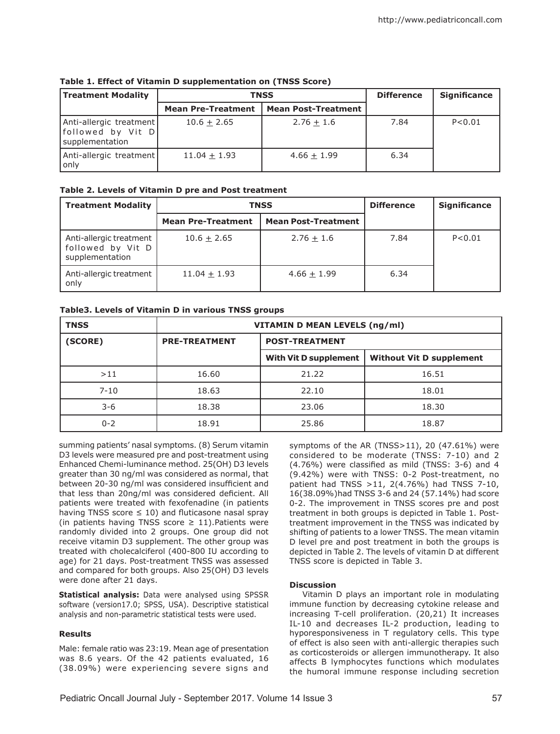**Table 1. Effect of Vitamin D supplementation on (TNSS Score)**

| Treatment Modality | TNSS | | Difference | Significance |
|---|---|---|---|---|
| | Mean Pre-Treatment | Mean Post-Treatment | | |
| Anti-allergic treatment followed by Vit D supplementation | 10.6 + 2.65 | 2.76 + 1.6 | 7.84 | P<0.01 |
| Anti-allergic treatment only | 11.04 + 1.93 | 4.66 + 1.99 | 6.34 | |

**Table 2. Levels of Vitamin D pre and Post treatment**

| Treatment Modality | TNSS | | Difference | Significance |
|---|---|---|---|---|
| | Mean Pre-Treatment | Mean Post-Treatment | | |
| Anti-allergic treatment followed by Vit D supplementation | 10.6 + 2.65 | 2.76 + 1.6 | 7.84 | P<0.01 |
| Anti-allergic treatment only | 11.04 + 1.93 | 4.66 + 1.99 | 6.34 | |

**Table3. Levels of Vitamin D in various TNSS groups**

| TNSS | VITAMIN D MEAN LEVELS (ng/ml) | | |
|---|---|---|---|
| (SCORE) | PRE-TREATMENT | POST-TREATMENT | |
| | | With Vit D supplement | Without Vit D supplement |
| >11 | 16.60 | 21.22 | 16.51 |
| 7-10 | 18.63 | 22.10 | 18.01 |
| 3-6 | 18.38 | 23.06 | 18.30 |
| 0-2 | 18.91 | 25.86 | 18.87 |

summing patients' nasal symptoms. (8) Serum vitamin D3 levels were measured pre and post-treatment using Enhanced Chemi-luminance method. 25(OH) D3 levels greater than 30 ng/ml was considered as normal, that between 20-30 ng/ml was considered insufficient and that less than 20ng/ml was considered deficient. All patients were treated with fexofenadine (in patients having TNSS score ≤ 10) and fluticasone nasal spray (in patients having TNSS score ≥ 11).Patients were randomly divided into 2 groups. One group did not receive vitamin D3 supplement. The other group was treated with cholecalciferol (400-800 IU according to age) for 21 days. Post-treatment TNSS was assessed and compared for both groups. Also 25(OH) D3 levels were done after 21 days.

**Statistical analysis:** Data were analysed using SPSSR software (version17.0; SPSS, USA). Descriptive statistical analysis and non-parametric statistical tests were used.

### Results

Male: female ratio was 23:19. Mean age of presentation was 8.6 years. Of the 42 patients evaluated, 16 (38.09%) were experiencing severe signs and symptoms of the AR (TNSS>11), 20 (47.61%) were considered to be moderate (TNSS: 7-10) and 2 (4.76%) were classified as mild (TNSS: 3-6) and 4 (9.42%) were with TNSS: 0-2 Post-treatment, no patient had TNSS >11, 2(4.76%) had TNSS 7-10, 16(38.09%)had TNSS 3-6 and 24 (57.14%) had score 0-2. The improvement in TNSS scores pre and post treatment in both groups is depicted in Table 1. Post-treatment improvement in the TNSS was indicated by shifting of patients to a lower TNSS. The mean vitamin D level pre and post treatment in both the groups is depicted in Table 2. The levels of vitamin D at different TNSS score is depicted in Table 3.

### Discussion

Vitamin D plays an important role in modulating immune function by decreasing cytokine release and increasing T-cell proliferation. (20,21) It increases IL-10 and decreases IL-2 production, leading to hyporesponsiveness in T regulatory cells. This type of effect is also seen with anti-allergic therapies such as corticosteroids or allergen immunotherapy. It also affects B lymphocytes functions which modulates the humoral immune response including secretion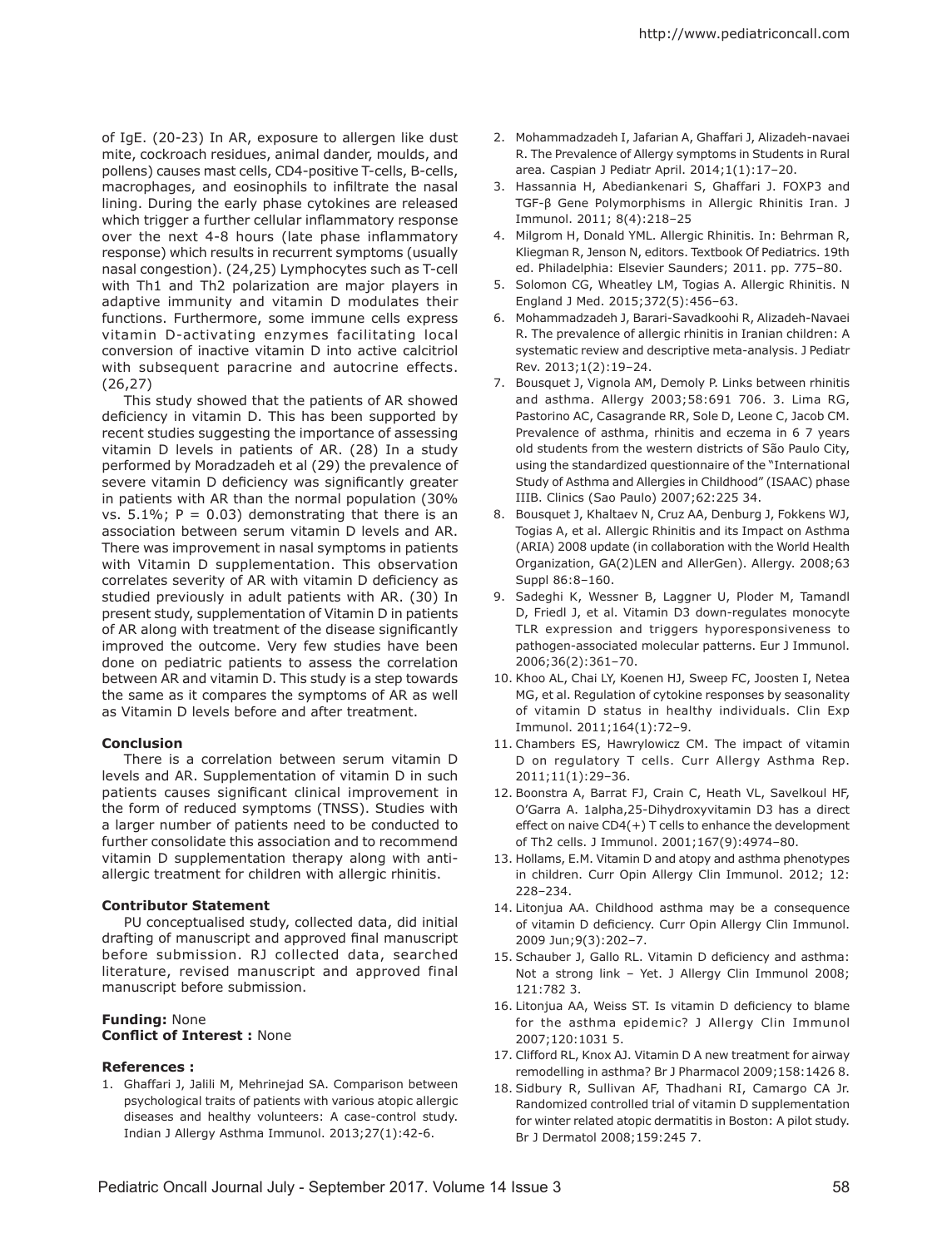of IgE. (20-23) In AR, exposure to allergen like dust mite, cockroach residues, animal dander, moulds, and pollens) causes mast cells, CD4-positive T-cells, B-cells, macrophages, and eosinophils to infiltrate the nasal lining. During the early phase cytokines are released which trigger a further cellular inflammatory response over the next 4-8 hours (late phase inflammatory response) which results in recurrent symptoms (usually nasal congestion). (24,25) Lymphocytes such as T-cell with Th1 and Th2 polarization are major players in adaptive immunity and vitamin D modulates their functions. Furthermore, some immune cells express vitamin D-activating enzymes facilitating local conversion of inactive vitamin D into active calcitriol with subsequent paracrine and autocrine effects. (26,27)

This study showed that the patients of AR showed deficiency in vitamin D. This has been supported by recent studies suggesting the importance of assessing vitamin D levels in patients of AR. (28) In a study performed by Moradzadeh et al (29) the prevalence of severe vitamin D deficiency was significantly greater in patients with AR than the normal population (30% vs. 5.1%; P = 0.03) demonstrating that there is an association between serum vitamin D levels and AR. There was improvement in nasal symptoms in patients with Vitamin D supplementation. This observation correlates severity of AR with vitamin D deficiency as studied previously in adult patients with AR. (30) In present study, supplementation of Vitamin D in patients of AR along with treatment of the disease significantly improved the outcome. Very few studies have been done on pediatric patients to assess the correlation between AR and vitamin D. This study is a step towards the same as it compares the symptoms of AR as well as Vitamin D levels before and after treatment.

**Conclusion**

There is a correlation between serum vitamin D levels and AR. Supplementation of vitamin D in such patients causes significant clinical improvement in the form of reduced symptoms (TNSS). Studies with a larger number of patients need to be conducted to further consolidate this association and to recommend vitamin D supplementation therapy along with anti-allergic treatment for children with allergic rhinitis.

**Contributor Statement**

PU conceptualised study, collected data, did initial drafting of manuscript and approved final manuscript before submission. RJ collected data, searched literature, revised manuscript and approved final manuscript before submission.

**Funding:** None
**Conflict of Interest :** None

**References :**

1. Ghaffari J, Jalili M, Mehrinejad SA. Comparison between psychological traits of patients with various atopic allergic diseases and healthy volunteers: A case-control study. Indian J Allergy Asthma Immunol. 2013;27(1):42-6.
2. Mohammadzadeh I, Jafarian A, Ghaffari J, Alizadeh-navaei R. The Prevalence of Allergy symptoms in Students in Rural area. Caspian J Pediatr April. 2014;1(1):17–20.
3. Hassannia H, Abediankenari S, Ghaffari J. FOXP3 and TGF-β Gene Polymorphisms in Allergic Rhinitis Iran. J Immunol. 2011; 8(4):218–25
4. Milgrom H, Donald YML. Allergic Rhinitis. In: Behrman R, Kliegman R, Jenson N, editors. Textbook Of Pediatrics. 19th ed. Philadelphia: Elsevier Saunders; 2011. pp. 775–80.
5. Solomon CG, Wheatley LM, Togias A. Allergic Rhinitis. N England J Med. 2015;372(5):456–63.
6. Mohammadzadeh J, Barari-Savadkoohi R, Alizadeh-Navaei R. The prevalence of allergic rhinitis in Iranian children: A systematic review and descriptive meta-analysis. J Pediatr Rev. 2013;1(2):19–24.
7. Bousquet J, Vignola AM, Demoly P. Links between rhinitis and asthma. Allergy 2003;58:691 706. 3. Lima RG, Pastorino AC, Casagrande RR, Sole D, Leone C, Jacob CM. Prevalence of asthma, rhinitis and eczema in 6 7 years old students from the western districts of São Paulo City, using the standardized questionnaire of the "International Study of Asthma and Allergies in Childhood" (ISAAC) phase IIIB. Clinics (Sao Paulo) 2007;62:225 34.
8. Bousquet J, Khaltaev N, Cruz AA, Denburg J, Fokkens WJ, Togias A, et al. Allergic Rhinitis and its Impact on Asthma (ARIA) 2008 update (in collaboration with the World Health Organization, GA(2)LEN and AllerGen). Allergy. 2008;63 Suppl 86:8–160.
9. Sadeghi K, Wessner B, Laggner U, Ploder M, Tamandl D, Friedl J, et al. Vitamin D3 down-regulates monocyte TLR expression and triggers hyporesponsiveness to pathogen-associated molecular patterns. Eur J Immunol. 2006;36(2):361–70.
10. Khoo AL, Chai LY, Koenen HJ, Sweep FC, Joosten I, Netea MG, et al. Regulation of cytokine responses by seasonality of vitamin D status in healthy individuals. Clin Exp Immunol. 2011;164(1):72–9.
11. Chambers ES, Hawrylowicz CM. The impact of vitamin D on regulatory T cells. Curr Allergy Asthma Rep. 2011;11(1):29–36.
12. Boonstra A, Barrat FJ, Crain C, Heath VL, Savelkoul HF, O'Garra A. 1alpha,25-Dihydroxyvitamin D3 has a direct effect on naive CD4(+) T cells to enhance the development of Th2 cells. J Immunol. 2001;167(9):4974–80.
13. Hollams, E.M. Vitamin D and atopy and asthma phenotypes in children. Curr Opin Allergy Clin Immunol. 2012; 12: 228–234.
14. Litonjua AA. Childhood asthma may be a consequence of vitamin D deficiency. Curr Opin Allergy Clin Immunol. 2009 Jun;9(3):202–7.
15. Schauber J, Gallo RL. Vitamin D deficiency and asthma: Not a strong link – Yet. J Allergy Clin Immunol 2008; 121:782 3.
16. Litonjua AA, Weiss ST. Is vitamin D deficiency to blame for the asthma epidemic? J Allergy Clin Immunol 2007;120:1031 5.
17. Clifford RL, Knox AJ. Vitamin D A new treatment for airway remodelling in asthma? Br J Pharmacol 2009;158:1426 8.
18. Sidbury R, Sullivan AF, Thadhani RI, Camargo CA Jr. Randomized controlled trial of vitamin D supplementation for winter related atopic dermatitis in Boston: A pilot study. Br J Dermatol 2008;159:245 7.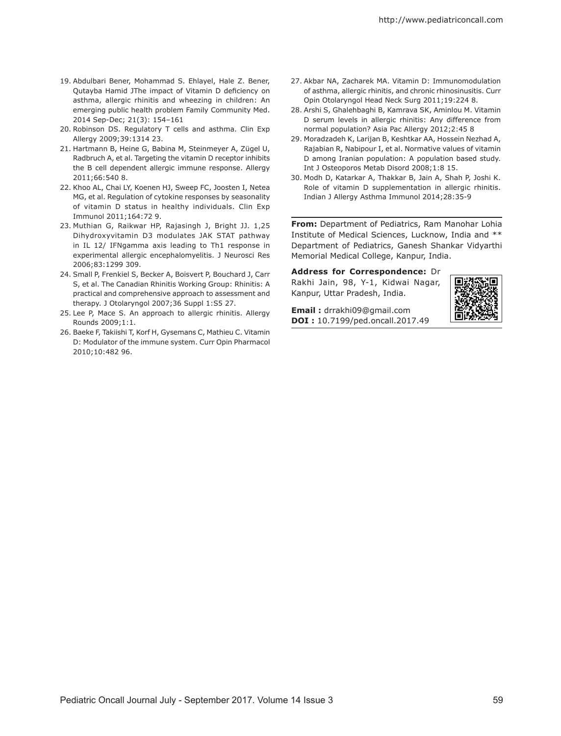19. Abdulbari Bener, Mohammad S. Ehlayel, Hale Z. Bener, Qutayba Hamid JThe impact of Vitamin D deficiency on asthma, allergic rhinitis and wheezing in children: An emerging public health problem Family Community Med. 2014 Sep-Dec; 21(3): 154–161
20. Robinson DS. Regulatory T cells and asthma. Clin Exp Allergy 2009;39:1314 23.
21. Hartmann B, Heine G, Babina M, Steinmeyer A, Zügel U, Radbruch A, et al. Targeting the vitamin D receptor inhibits the B cell dependent allergic immune response. Allergy 2011;66:540 8.
22. Khoo AL, Chai LY, Koenen HJ, Sweep FC, Joosten I, Netea MG, et al. Regulation of cytokine responses by seasonality of vitamin D status in healthy individuals. Clin Exp Immunol 2011;164:72 9.
23. Muthian G, Raikwar HP, Rajasingh J, Bright JJ. 1,25 Dihydroxyvitamin D3 modulates JAK STAT pathway in IL 12/ IFNgamma axis leading to Th1 response in experimental allergic encephalomyelitis. J Neurosci Res 2006;83:1299 309.
24. Small P, Frenkiel S, Becker A, Boisvert P, Bouchard J, Carr S, et al. The Canadian Rhinitis Working Group: Rhinitis: A practical and comprehensive approach to assessment and therapy. J Otolaryngol 2007;36 Suppl 1:S5 27.
25. Lee P, Mace S. An approach to allergic rhinitis. Allergy Rounds 2009;1:1.
26. Baeke F, Takiishi T, Korf H, Gysemans C, Mathieu C. Vitamin D: Modulator of the immune system. Curr Opin Pharmacol 2010;10:482 96.
27. Akbar NA, Zacharek MA. Vitamin D: Immunomodulation of asthma, allergic rhinitis, and chronic rhinosinusitis. Curr Opin Otolaryngol Head Neck Surg 2011;19:224 8.
28. Arshi S, Ghalehbaghi B, Kamrava SK, Aminlou M. Vitamin D serum levels in allergic rhinitis: Any difference from normal population? Asia Pac Allergy 2012;2:45 8
29. Moradzadeh K, Larijan B, Keshtkar AA, Hossein Nezhad A, Rajabian R, Nabipour I, et al. Normative values of vitamin D among Iranian population: A population based study. Int J Osteoporos Metab Disord 2008;1:8 15.
30. Modh D, Katarkar A, Thakkar B, Jain A, Shah P, Joshi K. Role of vitamin D supplementation in allergic rhinitis. Indian J Allergy Asthma Immunol 2014;28:35-9

**From:** Department of Pediatrics, Ram Manohar Lohia Institute of Medical Sciences, Lucknow, India and ** Department of Pediatrics, Ganesh Shankar Vidyarthi Memorial Medical College, Kanpur, India.

**Address for Correspondence:** Dr Rakhi Jain, 98, Y-1, Kidwai Nagar, Kanpur, Uttar Pradesh, India.

**Email :** drrakhi09@gmail.com
**DOI :** 10.7199/ped.oncall.2017.49